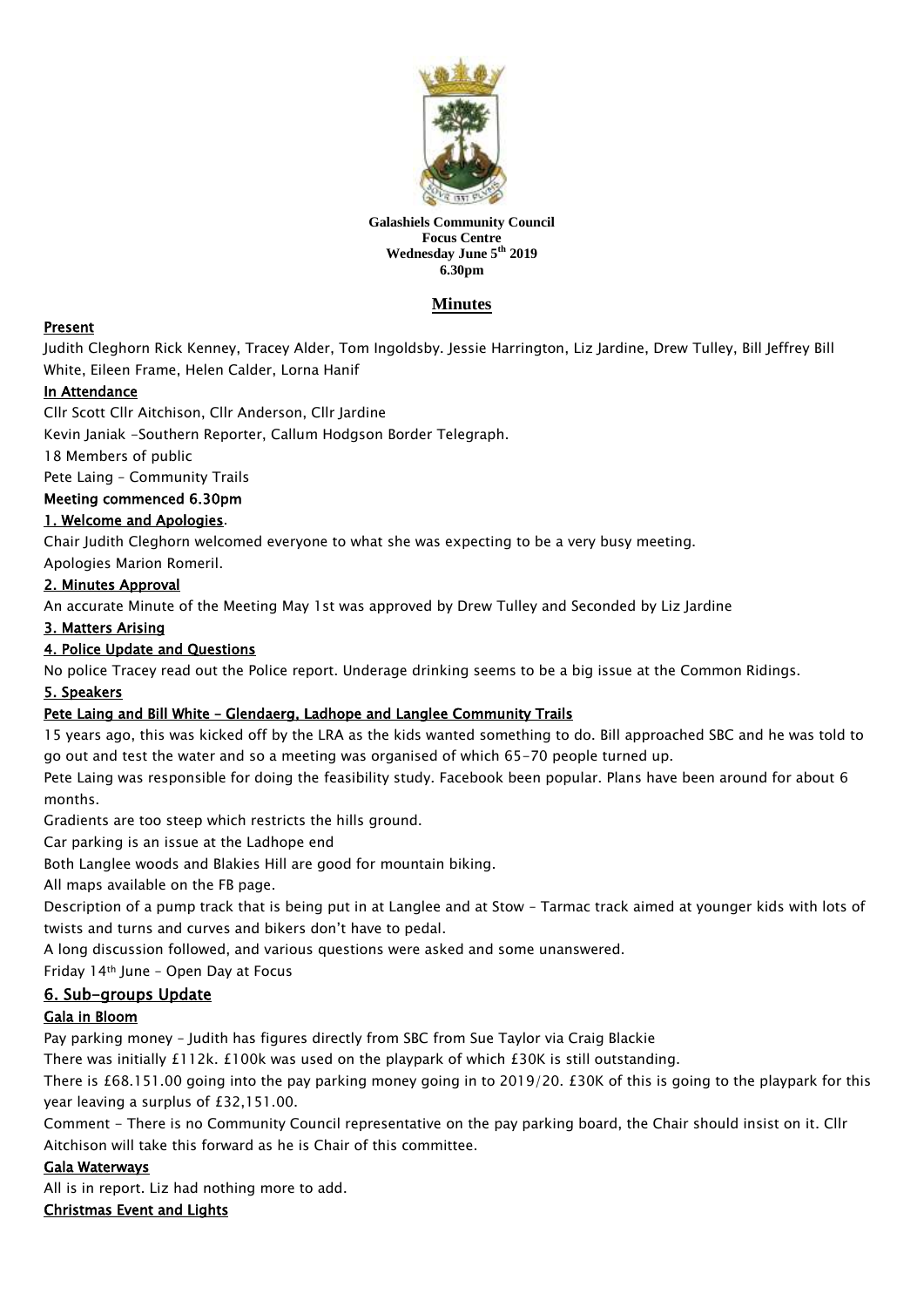**Galashiels Community Council**
**Focus Centre**
**Wednesday June 5th 2019**
**6.30pm**

## Minutes

### Present

Judith Cleghorn Rick Kenney, Tracey Alder, Tom Ingoldsby. Jessie Harrington, Liz Jardine, Drew Tulley, Bill Jeffrey Bill White, Eileen Frame, Helen Calder, Lorna Hanif

### In Attendance

Cllr Scott Cllr Aitchison, Cllr Anderson, Cllr Jardine

Kevin Janiak -Southern Reporter, Callum Hodgson Border Telegraph.

18 Members of public

Pete Laing – Community Trails

**Meeting commenced 6.30pm**

### 1. Welcome and Apologies.

Chair Judith Cleghorn welcomed everyone to what she was expecting to be a very busy meeting.

Apologies Marion Romeril.

### 2. Minutes Approval

An accurate Minute of the Meeting May 1st was approved by Drew Tulley and Seconded by Liz Jardine

### 3. Matters Arising

### 4. Police Update and Questions

No police Tracey read out the Police report. Underage drinking seems to be a big issue at the Common Ridings.

### 5. Speakers

#### Pete Laing and Bill White – Glendaerg, Ladhope and Langlee Community Trails

15 years ago, this was kicked off by the LRA as the kids wanted something to do. Bill approached SBC and he was told to go out and test the water and so a meeting was organised of which 65-70 people turned up.

Pete Laing was responsible for doing the feasibility study. Facebook been popular. Plans have been around for about 6 months.

Gradients are too steep which restricts the hills ground.

Car parking is an issue at the Ladhope end

Both Langlee woods and Blakies Hill are good for mountain biking.

All maps available on the FB page.

Description of a pump track that is being put in at Langlee and at Stow – Tarmac track aimed at younger kids with lots of twists and turns and curves and bikers don't have to pedal.

A long discussion followed, and various questions were asked and some unanswered.

Friday 14th June – Open Day at Focus

### 6. Sub-groups Update

#### Gala in Bloom

Pay parking money – Judith has figures directly from SBC from Sue Taylor via Craig Blackie

There was initially £112k. £100k was used on the playpark of which £30K is still outstanding.

There is £68.151.00 going into the pay parking money going in to 2019/20. £30K of this is going to the playpark for this year leaving a surplus of £32,151.00.

Comment - There is no Community Council representative on the pay parking board, the Chair should insist on it. Cllr Aitchison will take this forward as he is Chair of this committee.

#### Gala Waterways

All is in report. Liz had nothing more to add.

#### Christmas Event and Lights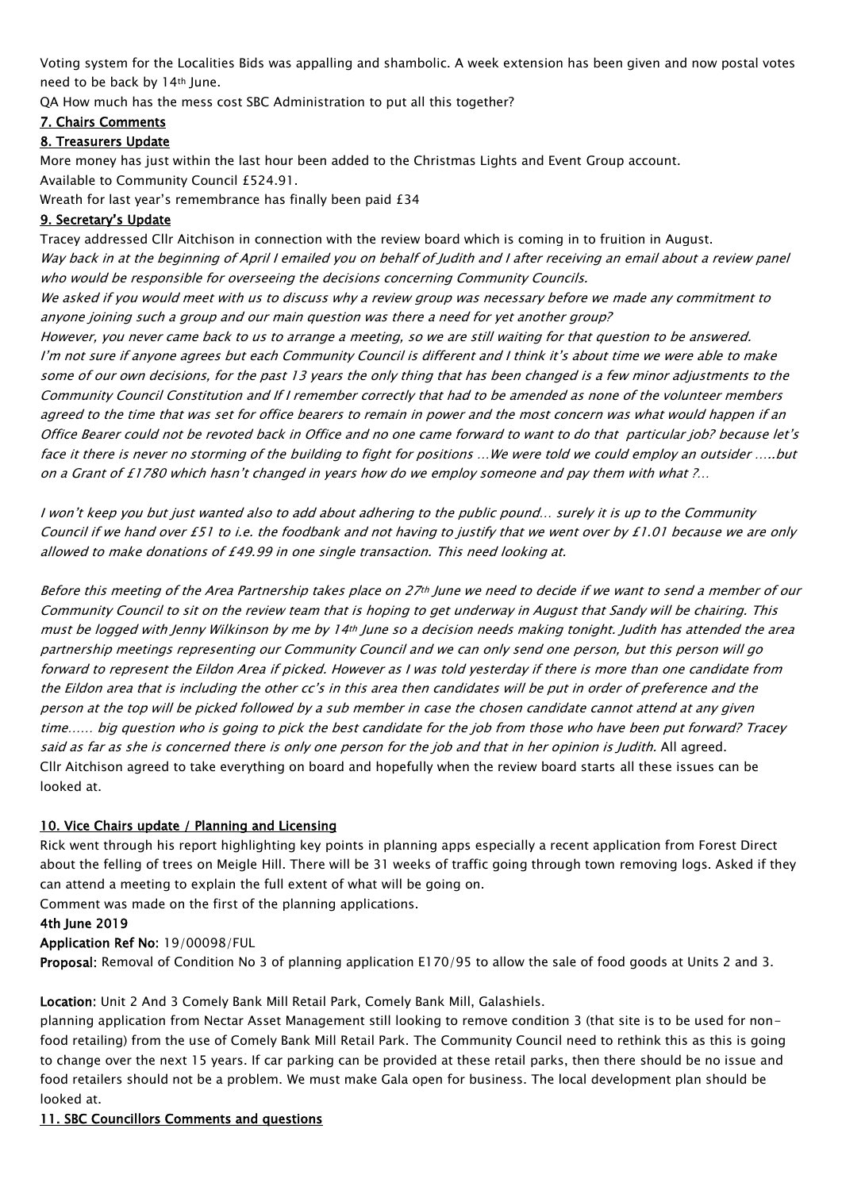Voting system for the Localities Bids was appalling and shambolic. A week extension has been given and now postal votes need to be back by 14th June.

QA How much has the mess cost SBC Administration to put all this together?

## 7. Chairs Comments

## 8. Treasurers Update

More money has just within the last hour been added to the Christmas Lights and Event Group account.

Available to Community Council £524.91.

Wreath for last year's remembrance has finally been paid £34

## 9. Secretary's Update

Tracey addressed Cllr Aitchison in connection with the review board which is coming in to fruition in August.

*Way back in at the beginning of April I emailed you on behalf of Judith and I after receiving an email about a review panel who would be responsible for overseeing the decisions concerning Community Councils.*

*We asked if you would meet with us to discuss why a review group was necessary before we made any commitment to anyone joining such a group and our main question was there a need for yet another group?*

*However, you never came back to us to arrange a meeting, so we are still waiting for that question to be answered. I'm not sure if anyone agrees but each Community Council is different and I think it's about time we were able to make some of our own decisions, for the past 13 years the only thing that has been changed is a few minor adjustments to the Community Council Constitution and If I remember correctly that had to be amended as none of the volunteer members agreed to the time that was set for office bearers to remain in power and the most concern was what would happen if an Office Bearer could not be revoted back in Office and no one came forward to want to do that particular job? because let's face it there is never no storming of the building to fight for positions …We were told we could employ an outsider …..but on a Grant of £1780 which hasn't changed in years how do we employ someone and pay them with what ?…*

*I won't keep you but just wanted also to add about adhering to the public pound… surely it is up to the Community Council if we hand over £51 to i.e. the foodbank and not having to justify that we went over by £1.01 because we are only allowed to make donations of £49.99 in one single transaction. This need looking at.*

*Before this meeting of the Area Partnership takes place on 27th June we need to decide if we want to send a member of our Community Council to sit on the review team that is hoping to get underway in August that Sandy will be chairing. This must be logged with Jenny Wilkinson by me by 14th June so a decision needs making tonight. Judith has attended the area partnership meetings representing our Community Council and we can only send one person, but this person will go forward to represent the Eildon Area if picked. However as I was told yesterday if there is more than one candidate from the Eildon area that is including the other cc's in this area then candidates will be put in order of preference and the person at the top will be picked followed by a sub member in case the chosen candidate cannot attend at any given time…… big question who is going to pick the best candidate for the job from those who have been put forward? Tracey said as far as she is concerned there is only one person for the job and that in her opinion is Judith.* All agreed.

Cllr Aitchison agreed to take everything on board and hopefully when the review board starts all these issues can be looked at.

## 10. Vice Chairs update / Planning and Licensing

Rick went through his report highlighting key points in planning apps especially a recent application from Forest Direct about the felling of trees on Meigle Hill. There will be 31 weeks of traffic going through town removing logs. Asked if they can attend a meeting to explain the full extent of what will be going on.

Comment was made on the first of the planning applications.

**4th June 2019**

**Application Ref No:** 19/00098/FUL

**Proposal:** Removal of Condition No 3 of planning application E170/95 to allow the sale of food goods at Units 2 and 3.

**Location:** Unit 2 And 3 Comely Bank Mill Retail Park, Comely Bank Mill, Galashiels.

planning application from Nectar Asset Management still looking to remove condition 3 (that site is to be used for non-food retailing) from the use of Comely Bank Mill Retail Park. The Community Council need to rethink this as this is going to change over the next 15 years. If car parking can be provided at these retail parks, then there should be no issue and food retailers should not be a problem. We must make Gala open for business. The local development plan should be looked at.

## 11. SBC Councillors Comments and questions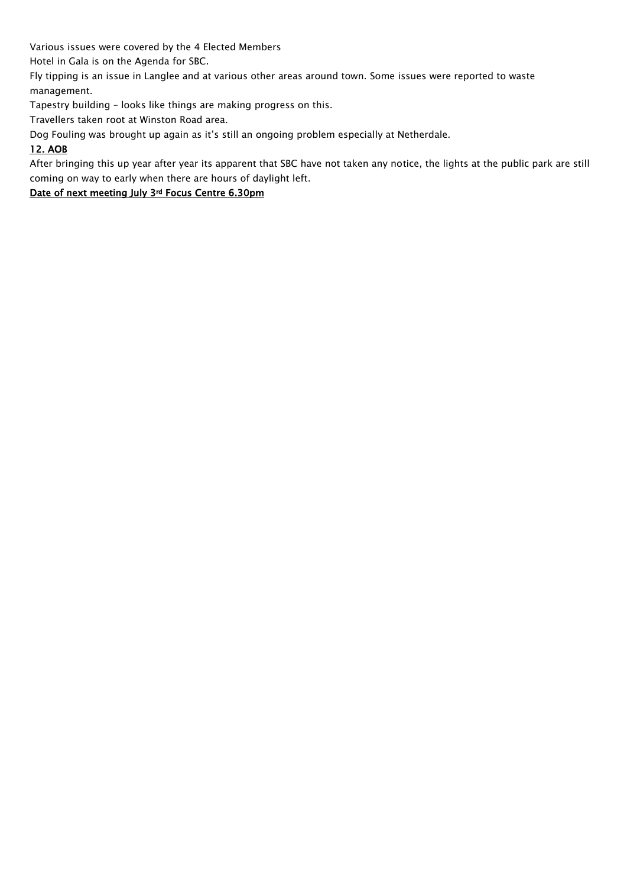Various issues were covered by the 4 Elected Members

Hotel in Gala is on the Agenda for SBC.

Fly tipping is an issue in Langlee and at various other areas around town. Some issues were reported to waste management.

Tapestry building – looks like things are making progress on this.

Travellers taken root at Winston Road area.

Dog Fouling was brought up again as it's still an ongoing problem especially at Netherdale.

**12. AOB**

After bringing this up year after year its apparent that SBC have not taken any notice, the lights at the public park are still coming on way to early when there are hours of daylight left.

**Date of next meeting July 3rd Focus Centre 6.30pm**